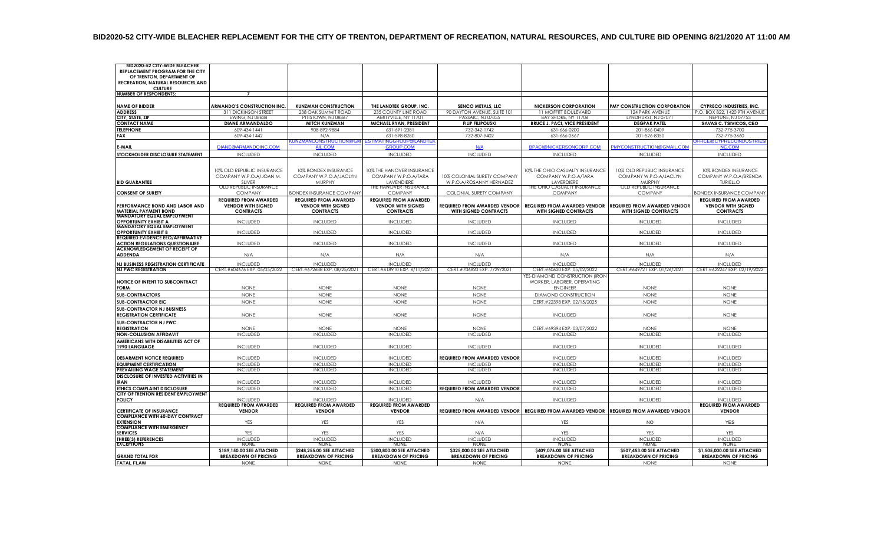# BID2020-52 CITY-WIDE BLEACHER REPLACEMENT FOR THE CITY OF TRENTON, DEPARTMENT OF RECREATION, NATURAL RESOURCES, AND CULTURE BID OPENING 8/21/2020 AT 11:00 AM

| BID2020-52 CITY-WIDE BLEACHER REPLACEMENT PROGRAM FOR THE CITY OF TRENTON, DEPARTMENT OF RECREATION, NATURAL RESOURCES, AND CULTURE | | | | | | | |
|---|---|---|---|---|---|---|---|
| **NUMBER OF RESPONDENTS:** | 7 | | | | | | |
| **NAME OF BIDDER** | **ARMANDO'S CONSTRUCTION INC.** | **KUNZMAN CONSTRUCTION** | **THE LANDTEK GROUP, INC.** | **SENCO METALS, LLC** | **NICKERSON CORPORATION** | **PMY CONSTRUCTION CORPORATION** | **CYPRECO INDUSTRIES, INC.** |
| **ADDRESS** | 311 DICKINSON STREET | 238 OAK SUMMIT ROAD | 235 COUNTY LINE ROAD | 90 DAYTON AVENUE, SUITE 101 | 11 MOFFITT BOULEVARD | 124 PARK AVENUE | P.O. BOX 822, 1420 9TH AVENUE |
| **CITY, STATE, ZIP** | EWING, NJ 08638 | PITTSTOWN, NJ 08867 | AMITYVILLE, NY 11701 | PASSAIC, NJ 07055 | BAY SHORE, NY 11706 | LYNDHURST, NJ 07071 | NEPTUNE, NJ 07753 |
| **CONTACT NAME** | **DIANE ARMANDALDO** | **MITCH KUNZMAN** | **MICHAEL RYAN, PRESIDENT** | **FILIP FILIPOUSKI** | **BRUCE J. PACI, VICE PRESIDENT** | **DEGPAK PATEL** | **SAVAS C. TSIVICOS, CEO** |
| **TELEPHONE** | 609-434-1441 | 908-892-9884 | 631-691-2381 | 732-342-1742 | 631-666-0200 | 201-866-0409 | 732-775-3700 |
| **FAX** | 609-434-1442 | N/A | 631-598-8280 | 732-807-9402 | 631-666-2667 | 201-526-8350 | 732-775-3660 |
| **E-MAIL** | DIANE@ARMANDOINC.COM | KUNZMANCONSTRUCTION@GMAIL.COM | ESTIMATINGGROUP@LANDTEKGROUP.COM | N/A | BPACI@NICKERSONCORP.COM | PMYCONSTRUCTION@GMAIL.COM | OFFICE@CYPRECOINDUSTRIESINC.COM |
| **STOCKHOLDER DISCLOSURE STATEMENT** | INCLUDED | INCLUDED | INCLUDED | INCLUDED | INCLUDED | INCLUDED | INCLUDED |
| **BID GUARANTEE** | 10% OLD REPUBLIC INSURANCE COMPANY W.P.O.A/JOAN M. SLIVER | 10% BONDEX INSURANCE COMPANY W.P.O.A/JACLYN MURPHY | 10% THE HANOVER INSURANCE COMPANY W.P.O.A/TARA LAVENDIERE | 10% COLONIAL SURETY COMPANY W.P.O.A/ROSANNY HERNADEZ | 10% THE OHIO CASUALTY INSURANCE COMPANY W.P.O.A/TARA LAVENDIERE | 10% OLD REPUBLIC INSURANCE COMPANY W.P.O.A/JACLYN MURPHY | 10% BONDEX INSURANCE COMPANY W.P.O.A/BRENDA TURIELLO |
| **CONSENT OF SURETY** | OLD REPUBLIC INSURANCE COMPANY | BONDEX INSURANCE COMPANY | THE HANOVER INSURANCE COMPANY | COLONIAL SURETY COMPANY | THE OHIO CASUALTY INSURANCE COMPANY | OLD REPUBLIC INSURANCE COMPANY | BONDEX INSURANCE COMPANY |
| **PERFORMANCE BOND AND LABOR AND MATERIAL PAYMENT BOND** | **REQUIRED FROM AWARDED VENDOR WITH SIGNED CONTRACTS** | **REQUIRED FROM AWARDED VENDOR WITH SIGNED CONTRACTS** | **REQUIRED FROM AWARDED VENDOR WITH SIGNED CONTRACTS** | **REQUIRED FROM AWARDED VENDOR WITH SIGNED CONTRACTS** | **REQUIRED FROM AWARDED VENDOR WITH SIGNED CONTRACTS** | **REQUIRED FROM AWARDED VENDOR WITH SIGNED CONTRACTS** | **REQUIRED FROM AWARDED VENDOR WITH SIGNED CONTRACTS** |
| **MANDATORY EQUAL EMPLOYMENT OPPORTUNITY EXHIBIT A** | INCLUDED | INCLUDED | INCLUDED | INCLUDED | INCLUDED | INCLUDED | INCLUDED |
| **MANDATORY EQUAL EMPLOYMENT OPPORTUNITY EXHIBIT B** | INCLUDED | INCLUDED | INCLUDED | INCLUDED | INCLUDED | INCLUDED | INCLUDED |
| **REQUIRED EVIDENCE EEO/AFFIRMATIVE ACTION REGULATIONS QUESTIONAIRE** | INCLUDED | INCLUDED | INCLUDED | INCLUDED | INCLUDED | INCLUDED | INCLUDED |
| **ACKNOWLEDGEMENT OF RECEIPT OF ADDENDA** | N/A | N/A | N/A | N/A | N/A | N/A | N/A |
| **NJ BUSINESS REGISTRATION CERTIFICATE** | INCLUDED | INCLUDED | INCLUDED | INCLUDED | INCLUDED | INCLUDED | INCLUDED |
| **NJ PWC REGISTRATION** | CERT.#604676 EXP. 05/05/2022 | CERT.#672688 EXP. 08/25/2021 | CERT.#618910 EXP. 6/11/2021 | CERT.#706820 EXP. 7/29/2021 | CERT.#60620 EXP. 05/02/2022 | CERT.#649721 EXP. 01/26/2021 | CERT.#622247 EXP. 02/19/2022 |
| **NOTICE OF INTENT TO SUBCONTRACT FORM** | NONE | NONE | NONE | NONE | YES-DIAMOND CONSTRUCTION (IRON WORKER, LABORER, OPERATING ENGINEER | NONE | NONE |
| **SUB-CONTRACTORS** | NONE | NONE | NONE | NONE | DIAMOND CONSTRUCTION | NONE | NONE |
| **SUB-CONTRACTOR EIC** | NONE | NONE | NONE | NONE | CERT.#22398 EXP. 02/15/2025 | NONE | NONE |
| **SUB-CONTRACTOR NJ BUSINESS REGISTRATION CERTIFICATE** | NONE | NONE | NONE | NONE | INCLUDED | NONE | NONE |
| **SUB-CONTRACTOR NJ PWC REGISTRATION** | NONE | NONE | NONE | NONE | CERT.#69394 EXP. 03/07/2022 | NONE | NONE |
| **NON-COLLUSION AFFIDAVIT** | INCLUDED | INCLUDED | INCLUDED | INCLUDED | INCLUDED | INCLUDED | INCLUDED |
| **AMERICANS WITH DISABILITIES ACT OF 1990 LANGUAGE** | INCLUDED | INCLUDED | INCLUDED | INCLUDED | INCLUDED | INCLUDED | INCLUDED |
| **DEBARMENT NOTICE REQUIRED** | INCLUDED | INCLUDED | INCLUDED | **REQUIRED FROM AWARDED VENDOR** | INCLUDED | INCLUDED | INCLUDED |
| **EQUIPMENT CERTIFICATION** | INCLUDED | INCLUDED | INCLUDED | INCLUDED | INCLUDED | INCLUDED | INCLUDED |
| **PREVAILING WAGE STATEMENT** | INCLUDED | INCLUDED | INCLUDED | INCLUDED | INCLUDED | INCLUDED | INCLUDED |
| **DISCLOSURE OF INVESTED ACTIVITIES IN IRAN** | INCLUDED | INCLUDED | INCLUDED | INCLUDED | INCLUDED | INCLUDED | INCLUDED |
| **ETHICS COMPLAINT DISCLOSURE** | INCLUDED | INCLUDED | INCLUDED | **REQUIRED FROM AWARDED VENDOR** | INCLUDED | INCLUDED | INCLUDED |
| **CITY OF TRENTON RESIDENT EMPLOYMENT POLICY** | INCLUDED | INCLUDED | INCLUDED | N/A | INCLUDED | INCLUDED | INCLUDED |
| **CERTIFICATE OF INSURANCE** | **REQUIRED FROM AWARDED VENDOR** | **REQUIRED FROM AWARDED VENDOR** | **REQUIRED FROM AWARDED VENDOR** | **REQUIRED FROM AWARDED VENDOR** | **REQUIRED FROM AWARDED VENDOR** | **REQUIRED FROM AWARDED VENDOR** | **REQUIRED FROM AWARDED VENDOR** |
| **COMPLIANCE WITH 60-DAY CONTRACT EXTENSION** | YES | YES | YES | N/A | YES | NO | YES |
| **COMPLIANCE WITH EMERGENCY SERVICES** | YES | YES | YES | N/A | YES | YES | YES |
| **THREE(3) REFERENCES** | INCLUDED | INCLUDED | INCLUDED | INCLUDED | INCLUDED | INCLUDED | INCLUDED |
| **EXCEPTIONS** | NONE | NONE | NONE | NONE | NONE | NONE | NONE |
| **GRAND TOTAL FOR** | **$189,150.00 SEE ATTACHED BREAKDOWN OF PRICING** | **$248,255.00 SEE ATTACHED BREAKDOWN OF PRICING** | **$300,800.00 SEE ATTACHED BREAKDOWN OF PRICING** | **$325,000.00 SEE ATTACHED BREAKDOWN OF PRICING** | **$409,074.00 SEE ATTACHED BREAKDOWN OF PRICING** | **$507,453.00 SEE ATTACHED BREAKDOWN OF PRICING** | **$1,505,000.00 SEE ATTACHED BREAKDOWN OF PRICING** |
| **FATAL FLAW** | NONE | NONE | NONE | NONE | NONE | NONE | NONE |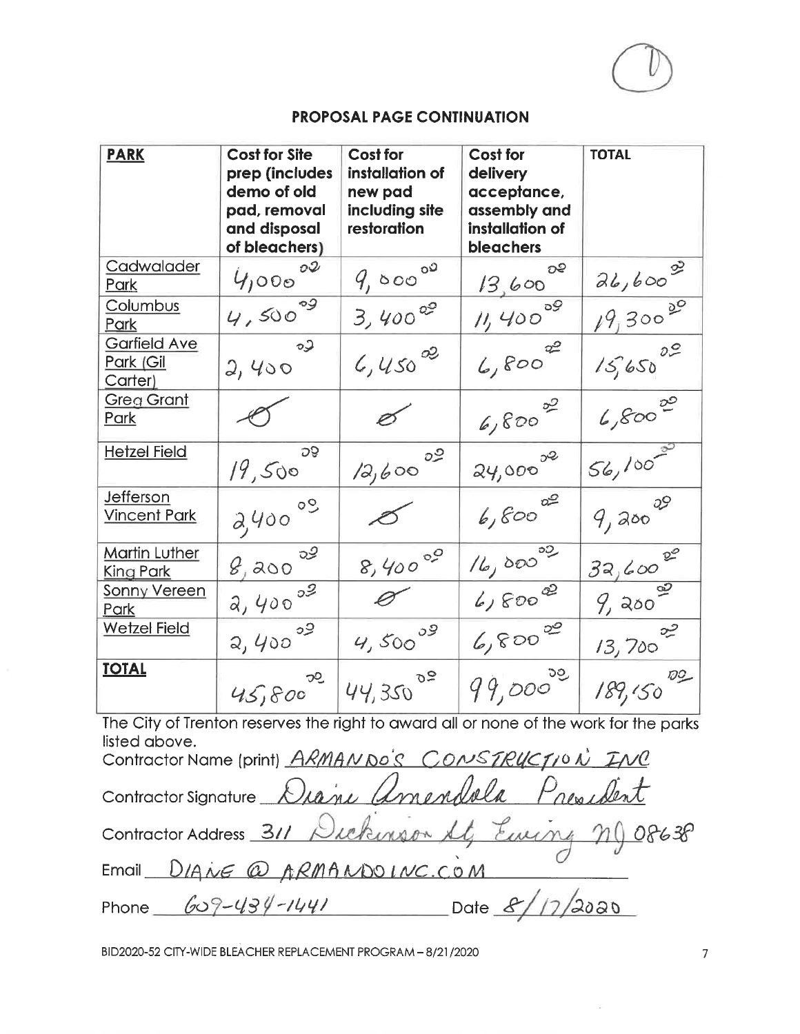## PROPOSAL PAGE CONTINUATION

| PARK | Cost for Site prep (includes demo of old pad, removal and disposal of bleachers) | Cost for installation of new pad including site restoration | Cost for delivery acceptance, assembly and installation of bleachers | TOTAL |
|---|---|---|---|---|
| Cadwalader Park | 4,000.00 | 9,000.00 | 13,600.00 | 26,600.00 |
| Columbus Park | 4,500.00 | 3,400.00 | 11,400.00 | 19,300.00 |
| Garfield Ave Park (Gil Carter) | 2,400.00 | 6,450.00 | 6,800.00 | 15,650.00 |
| Greg Grant Park | Ø | Ø | 6,800.00 | 6,800.00 |
| Hetzel Field | 19,500.00 | 12,600.00 | 24,000.00 | 56,100.00 |
| Jefferson Vincent Park | 2,400.00 | Ø | 6,800.00 | 9,200.00 |
| Martin Luther King Park | 8,200.00 | 8,400.00 | 16,000.00 | 32,600.00 |
| Sonny Vereen Park | 2,400.00 | Ø | 6,800.00 | 9,200.00 |
| Wetzel Field | 2,400.00 | 4,500.00 | 6,800.00 | 13,700.00 |
| **TOTAL** | 45,800.00 | 44,350.00 | 99,000.00 | 189,150.00 |

The City of Trenton reserves the right to award all or none of the work for the parks listed above.

Contractor Name (print) ARMANDO'S CONSTRUCTION INC

Contractor Signature Diane Amendola President

Contractor Address 311 Dickinson St, Ewing NJ 08638

Email DIANE@ARMANDOINC.COM

Phone 609-434-1441 Date 8/17/2020

BID2020-52 CITY-WIDE BLEACHER REPLACEMENT PROGRAM – 8/21/2020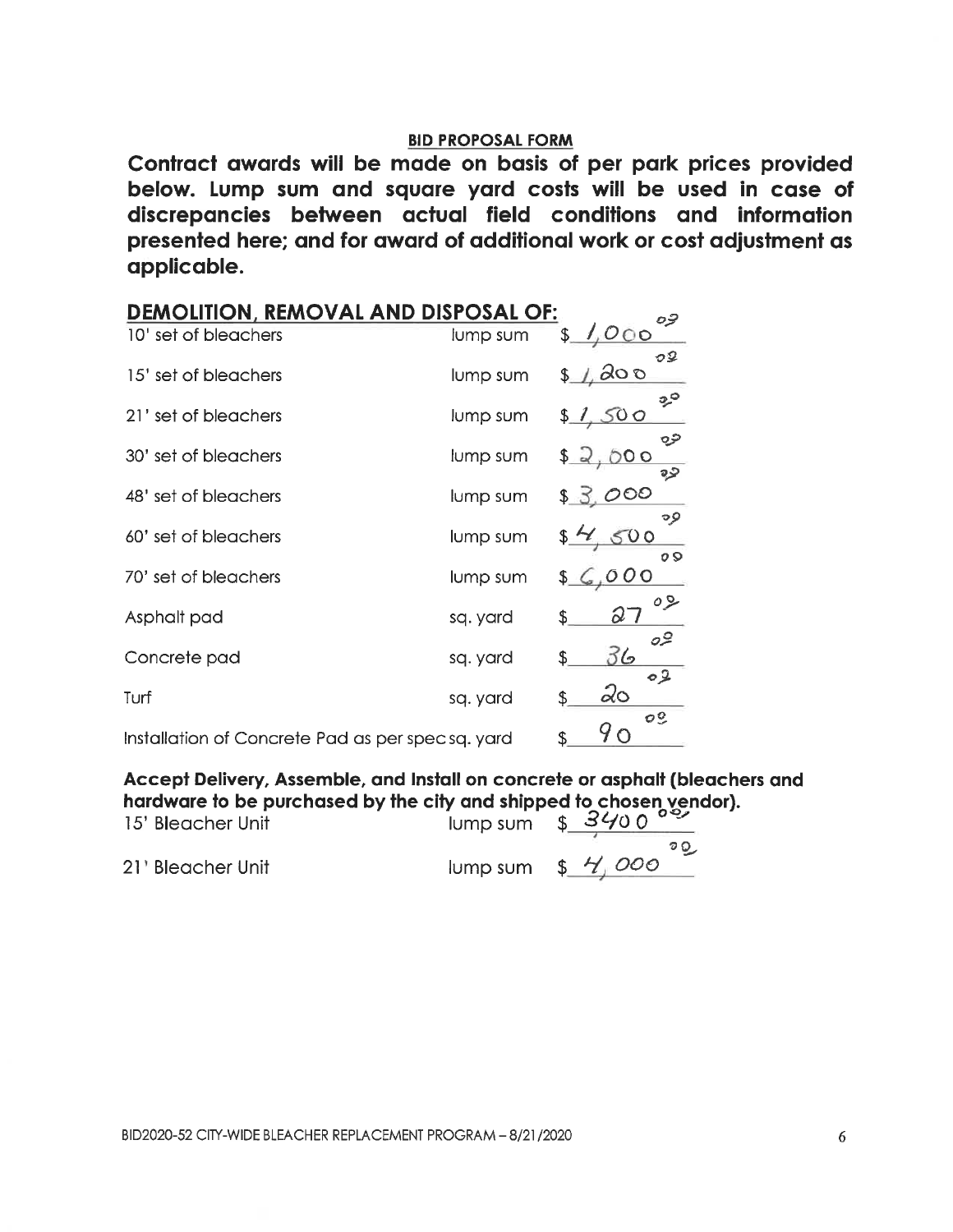**BID PROPOSAL FORM**

**Contract awards will be made on basis of per park prices provided below. Lump sum and square yard costs will be used in case of discrepancies between actual field conditions and information presented here; and for award of additional work or cost adjustment as applicable.**

## DEMOLITION, REMOVAL AND DISPOSAL OF:

| Item | Unit | Price |
|---|---|---|
| 10' set of bleachers | lump sum | $ 1,000.00 |
| 15' set of bleachers | lump sum | $ 1,200.00 |
| 21' set of bleachers | lump sum | $ 1,500.00 |
| 30' set of bleachers | lump sum | $ 2,000.00 |
| 48' set of bleachers | lump sum | $ 3,000.00 |
| 60' set of bleachers | lump sum | $ 4,500.00 |
| 70' set of bleachers | lump sum | $ 6,000.00 |
| Asphalt pad | sq. yard | $ 27.00 |
| Concrete pad | sq. yard | $ 36.00 |
| Turf | sq. yard | $ 20.00 |
| Installation of Concrete Pad as per spec | sq. yard | $ 90.00 |

**Accept Delivery, Assemble, and Install on concrete or asphalt (bleachers and hardware to be purchased by the city and shipped to chosen vendor).**

| Item | Unit | Price |
|---|---|---|
| 15' Bleacher Unit | lump sum | $ 3400.00 |
| 21' Bleacher Unit | lump sum | $ 4,000.00 |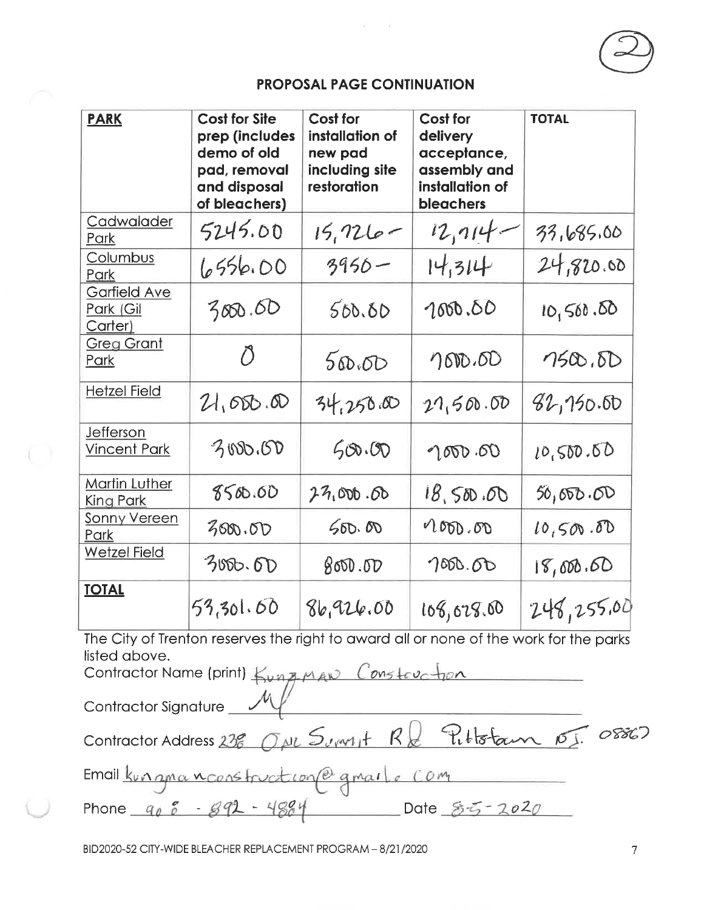## PROPOSAL PAGE CONTINUATION

| PARK | Cost for Site prep (includes demo of old pad, removal and disposal of bleachers) | Cost for installation of new pad including site restoration | Cost for delivery acceptance, assembly and installation of bleachers | TOTAL |
|---|---|---|---|---|
| Cadwalader Park | 5245.00 | 15,726 – | 12,714 – | 33,685.00 |
| Columbus Park | 6556.00 | 3950 – | 14,314 | 24,820.00 |
| Garfield Ave Park (Gil Carter) | 3000.00 | 500.00 | 7000.00 | 10,500.00 |
| Greg Grant Park | 0 | 500.00 | 7000.00 | 7500.00 |
| Hetzel Field | 21,000.00 | 34,250.00 | 27,500.00 | 82,750.00 |
| Jefferson Vincent Park | 3000.00 | 500.00 | 7000.00 | 10,500.00 |
| Martin Luther King Park | 8500.00 | 23,000.00 | 18,500.00 | 50,000.00 |
| Sonny Vereen Park | 3000.00 | 500.00 | 7000.00 | 10,500.00 |
| Wetzel Field | 3000.00 | 8000.00 | 7000.00 | 18,000.00 |
| **TOTAL** | 53,301.00 | 86,926.00 | 108,028.00 | 248,255.00 |

The City of Trenton reserves the right to award all or none of the work for the parks listed above.

Contractor Name (print) Kungman Construction

Contractor Signature [signature]

Contractor Address 238 Old Summit Rd Pittstown NJ 08867

Email kungmanconstruction@gmail.com

Phone 908 - 892 - 4884 Date 8-5-2020

BID2020-52 CITY-WIDE BLEACHER REPLACEMENT PROGRAM – 8/21/2020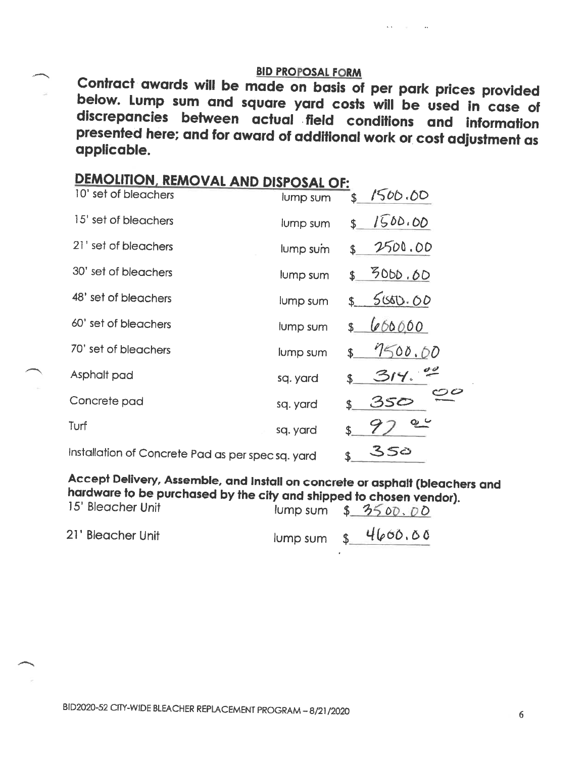**BID PROPOSAL FORM**

**Contract awards will be made on basis of per park prices provided below. Lump sum and square yard costs will be used in case of discrepancies between actual field conditions and information presented here; and for award of additional work or cost adjustment as applicable.**

## DEMOLITION, REMOVAL AND DISPOSAL OF:

| Item | Unit | Price |
| --- | --- | --- |
| 10' set of bleachers | lump sum | $ 1500.00 |
| 15' set of bleachers | lump sum | $ 1500.00 |
| 21' set of bleachers | lump sum | $ 2500.00 |
| 30' set of bleachers | lump sum | $ 3000.00 |
| 48' set of bleachers | lump sum | $ 5000.00 |
| 60' set of bleachers | lump sum | $ 600000 |
| 70' set of bleachers | lump sum | $ 7500.00 |
| Asphalt pad | sq. yard | $ 314.00 |
| Concrete pad | sq. yard | $ 350.00 |
| Turf | sq. yard | $ 97.00 |
| Installation of Concrete Pad as per spec | sq. yard | $ 350 |

**Accept Delivery, Assemble, and Install on concrete or asphalt (bleachers and hardware to be purchased by the city and shipped to chosen vendor).**

| Item | Unit | Price |
| --- | --- | --- |
| 15' Bleacher Unit | lump sum | $ 3500.00 |
| 21' Bleacher Unit | lump sum | $ 4600.00 |

BID2020-52 CITY-WIDE BLEACHER REPLACEMENT PROGRAM – 8/21/2020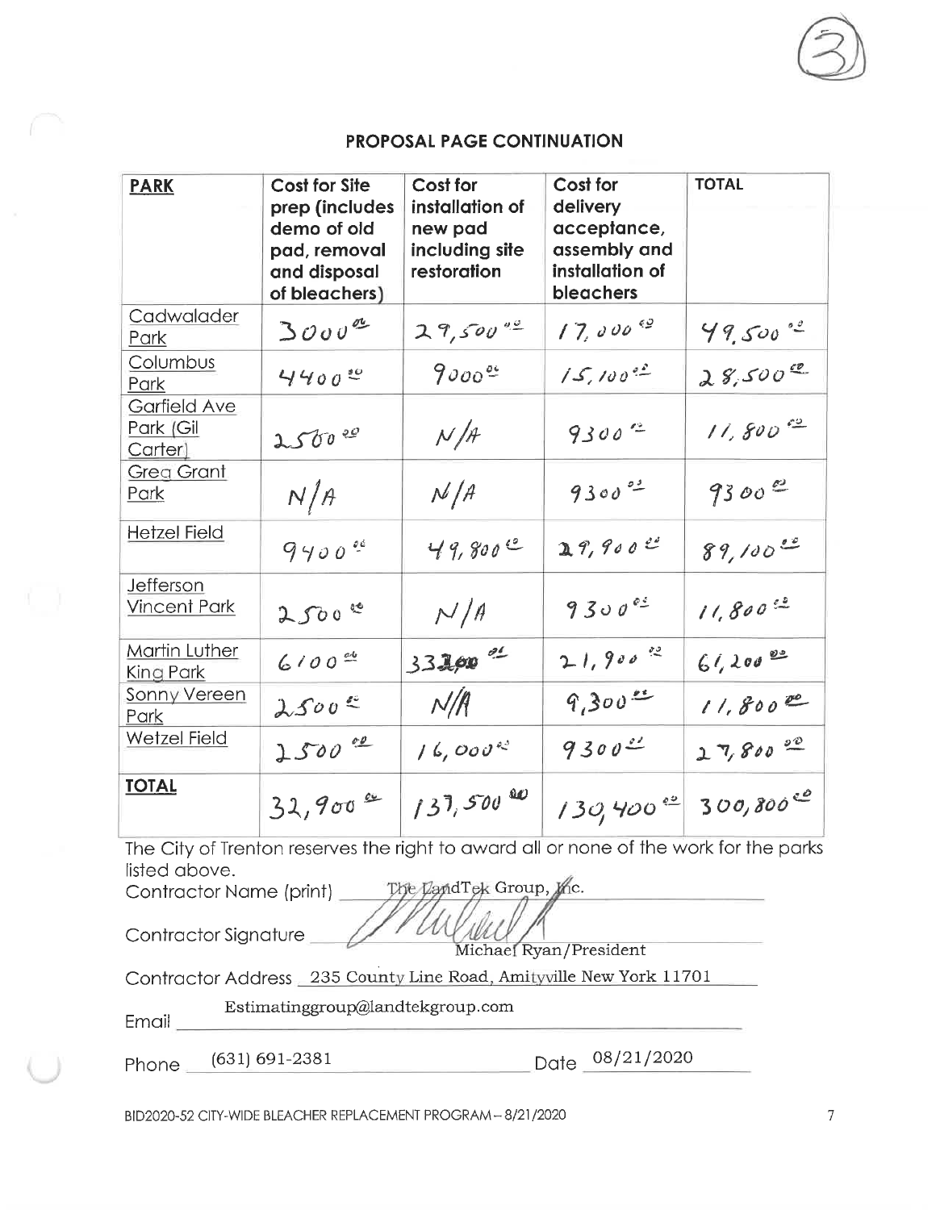## PROPOSAL PAGE CONTINUATION

| PARK | Cost for Site prep (includes demo of old pad, removal and disposal of bleachers) | Cost for installation of new pad including site restoration | Cost for delivery acceptance, assembly and installation of bleachers | TOTAL |
|---|---|---|---|---|
| Cadwalader Park | 3000.00 | 29,500.00 | 17,000.00 | 49,500.00 |
| Columbus Park | 4400.00 | 9000.00 | 15,100.00 | 28,500.00 |
| Garfield Ave Park (Gil Carter) | 2500.00 | N/A | 9300.00 | 11,800.00 |
| Greg Grant Park | N/A | N/A | 9300.00 | 9300.00 |
| Hetzel Field | 9400.00 | 49,800.00 | 29,900.00 | 89,100.00 |
| Jefferson Vincent Park | 2500.00 | N/A | 9300.00 | 11,800.00 |
| Martin Luther King Park | 6100.00 | 33,200.00 | 21,900.00 | 61,200.00 |
| Sonny Vereen Park | 2500.00 | N/A | 9,300.00 | 11,800.00 |
| Wetzel Field | 2500.00 | 16,000.00 | 9300.00 | 27,800.00 |
| **TOTAL** | 32,900.00 | 137,500.00 | 130,400.00 | 300,800.00 |

The City of Trenton reserves the right to award all or none of the work for the parks listed above.

Contractor Name (print) The LandTek Group, Inc.

Contractor Signature Michael Ryan/President

Contractor Address 235 County Line Road, Amityville New York 11701

Email Estimatinggroup@landtekgroup.com

Phone (631) 691-2381 Date 08/21/2020

BID2020-52 CITY-WIDE BLEACHER REPLACEMENT PROGRAM – 8/21/2020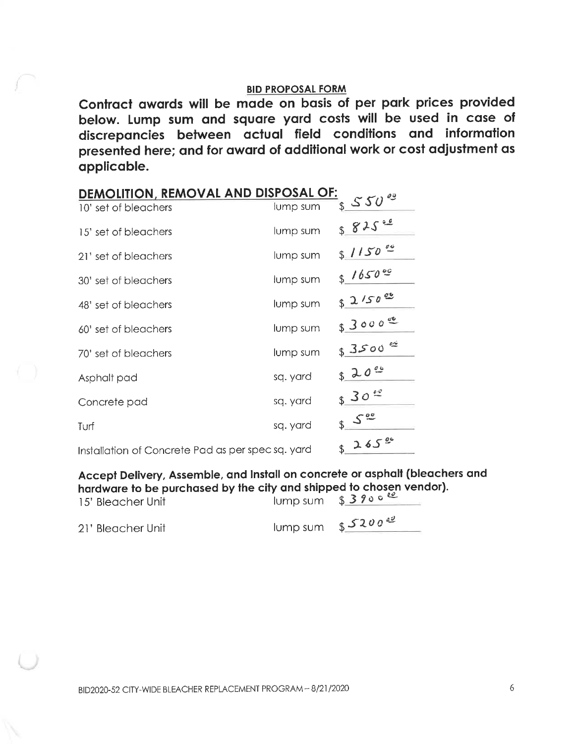## BID PROPOSAL FORM

**Contract awards will be made on basis of per park prices provided below. Lump sum and square yard costs will be used in case of discrepancies between actual field conditions and information presented here; and for award of additional work or cost adjustment as applicable.**

### DEMOLITION, REMOVAL AND DISPOSAL OF:

| Item | Unit | Price |
|---|---|---|
| 10' set of bleachers | lump sum | $550.00 |
| 15' set of bleachers | lump sum | $825.00 |
| 21' set of bleachers | lump sum | $1150.00 |
| 30' set of bleachers | lump sum | $1650.00 |
| 48' set of bleachers | lump sum | $2150.00 |
| 60' set of bleachers | lump sum | $3000.00 |
| 70' set of bleachers | lump sum | $3500.00 |
| Asphalt pad | sq. yard | $20.00 |
| Concrete pad | sq. yard | $30.00 |
| Turf | sq. yard | $5.00 |
| Installation of Concrete Pad as per spec | sq. yard | $265.00 |

**Accept Delivery, Assemble, and Install on concrete or asphalt (bleachers and hardware to be purchased by the city and shipped to chosen vendor).**

| Item | Unit | Price |
|---|---|---|
| 15' Bleacher Unit | lump sum | $3900.00 |
| 21' Bleacher Unit | lump sum | $5200.00 |

BID2020-52 CITY-WIDE BLEACHER REPLACEMENT PROGRAM – 8/21/2020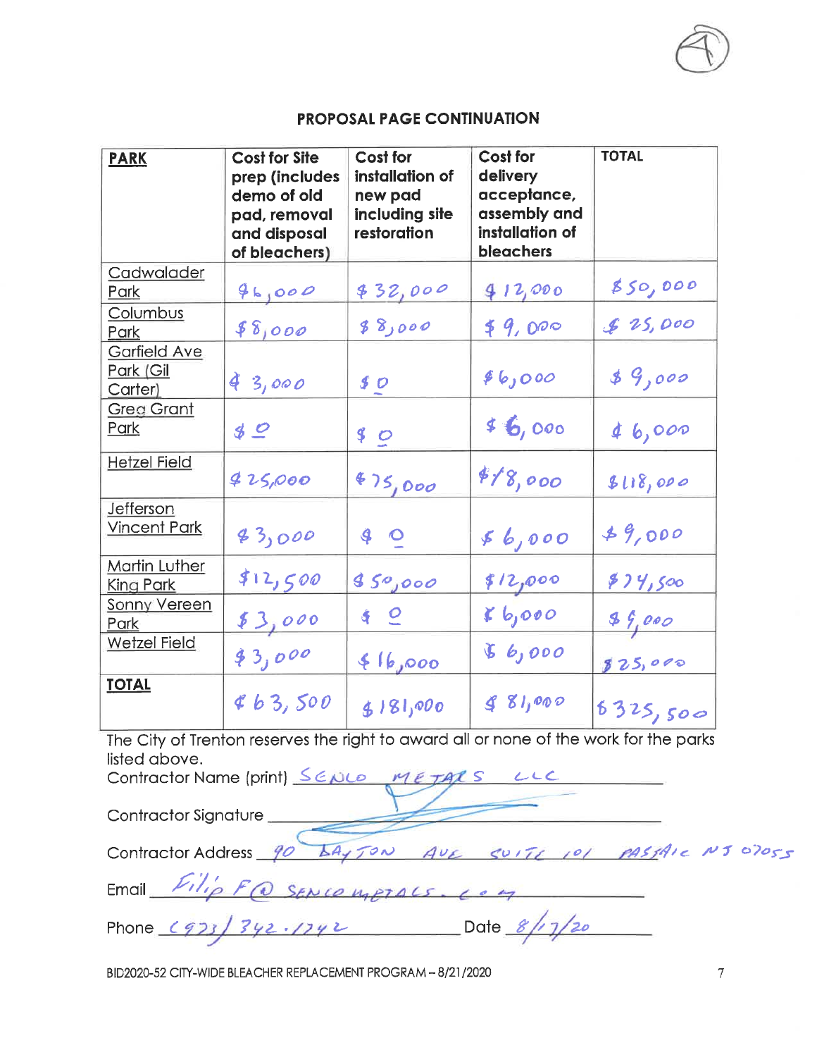## PROPOSAL PAGE CONTINUATION

| PARK | Cost for Site prep (includes demo of old pad, removal and disposal of bleachers) | Cost for installation of new pad including site restoration | Cost for delivery acceptance, assembly and installation of bleachers | TOTAL |
|---|---|---|---|---|
| Cadwalader Park | $6,000 | $32,000 | $12,000 | $50,000 |
| Columbus Park | $8,000 | $8,000 | $9,000 | $25,000 |
| Garfield Ave Park (Gil Carter) | $3,000 | $0 | $6,000 | $9,000 |
| Greg Grant Park | $0 | $0 | $6,000 | $6,000 |
| Hetzel Field | $25,000 | $75,000 | $18,000 | $118,000 |
| Jefferson Vincent Park | $3,000 | $0 | $6,000 | $9,000 |
| Martin Luther King Park | $12,500 | $50,000 | $12,000 | $74,500 |
| Sonny Vereen Park | $3,000 | $0 | $6,000 | $9,000 |
| Wetzel Field | $3,000 | $16,000 | $6,000 | $25,000 |
| **TOTAL** | $63,500 | $181,000 | $81,000 | $325,500 |

The City of Trenton reserves the right to award all or none of the work for the parks listed above.

Contractor Name (print) SENCO METALS LLC

Contractor Signature ______________________

Contractor Address 90 DAYTON AVE SUITE 101 PASSAIC NJ 07055

Email FilipF@SENCOMETALS.COM

Phone (973) 342.1742 Date 8/17/20

BID2020-52 CITY-WIDE BLEACHER REPLACEMENT PROGRAM – 8/21/2020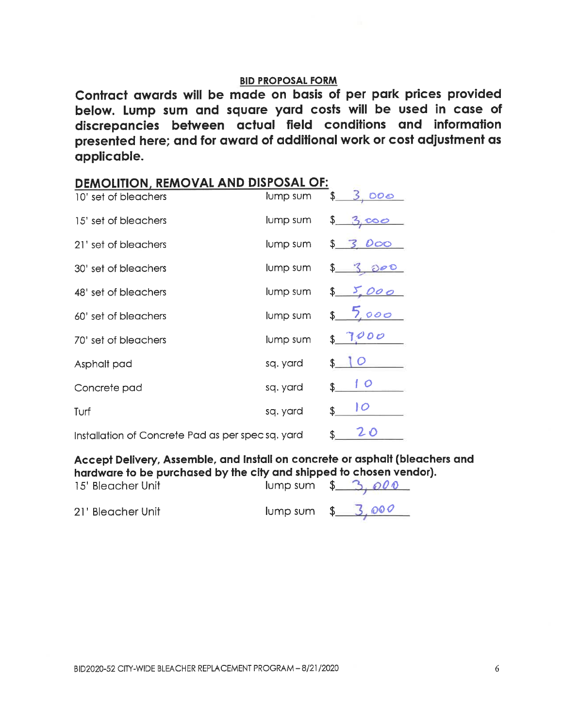## BID PROPOSAL FORM

**Contract awards will be made on basis of per park prices provided below. Lump sum and square yard costs will be used in case of discrepancies between actual field conditions and information presented here; and for award of additional work or cost adjustment as applicable.**

### DEMOLITION, REMOVAL AND DISPOSAL OF:

| Item | Unit | Price |
|---|---|---|
| 10' set of bleachers | lump sum | $ 3,000 |
| 15' set of bleachers | lump sum | $ 3,000 |
| 21' set of bleachers | lump sum | $ 3,000 |
| 30' set of bleachers | lump sum | $ 3,000 |
| 48' set of bleachers | lump sum | $ 5,000 |
| 60' set of bleachers | lump sum | $ 5,000 |
| 70' set of bleachers | lump sum | $ 7000 |
| Asphalt pad | sq. yard | $ 10 |
| Concrete pad | sq. yard | $ 10 |
| Turf | sq. yard | $ 10 |
| Installation of Concrete Pad as per spec | sq. yard | $ 20 |

**Accept Delivery, Assemble, and Install on concrete or asphalt (bleachers and hardware to be purchased by the city and shipped to chosen vendor).**

| Item | Unit | Price |
|---|---|---|
| 15' Bleacher Unit | lump sum | $ 3,000 |
| 21' Bleacher Unit | lump sum | $ 3,000 |

BID2020-52 CITY-WIDE BLEACHER REPLACEMENT PROGRAM – 8/21/2020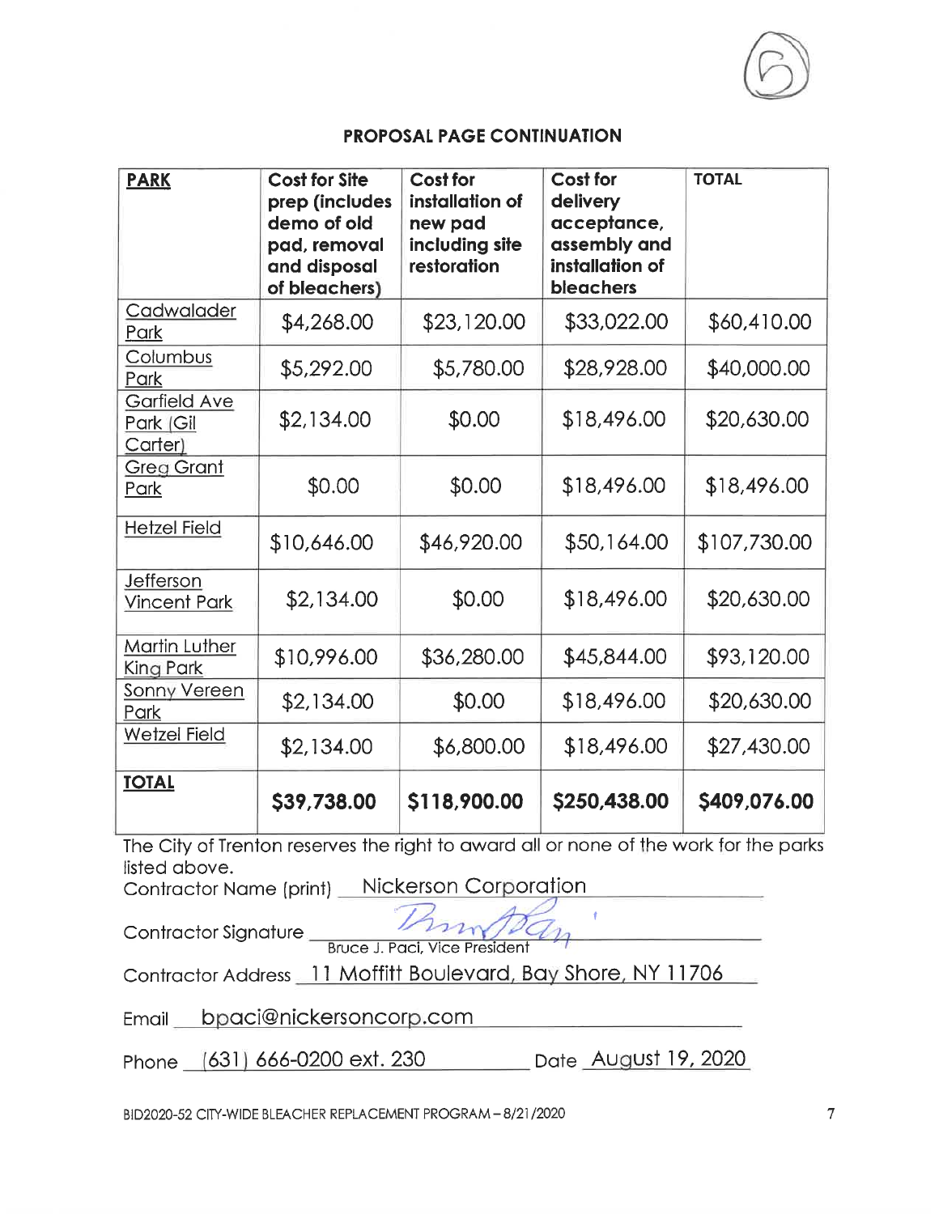## PROPOSAL PAGE CONTINUATION

| PARK | Cost for Site prep (includes demo of old pad, removal and disposal of bleachers) | Cost for installation of new pad including site restoration | Cost for delivery acceptance, assembly and installation of bleachers | TOTAL |
|---|---|---|---|---|
| Cadwalader Park | $4,268.00 | $23,120.00 | $33,022.00 | $60,410.00 |
| Columbus Park | $5,292.00 | $5,780.00 | $28,928.00 | $40,000.00 |
| Garfield Ave Park (Gil Carter) | $2,134.00 | $0.00 | $18,496.00 | $20,630.00 |
| Greg Grant Park | $0.00 | $0.00 | $18,496.00 | $18,496.00 |
| Hetzel Field | $10,646.00 | $46,920.00 | $50,164.00 | $107,730.00 |
| Jefferson Vincent Park | $2,134.00 | $0.00 | $18,496.00 | $20,630.00 |
| Martin Luther King Park | $10,996.00 | $36,280.00 | $45,844.00 | $93,120.00 |
| Sonny Vereen Park | $2,134.00 | $0.00 | $18,496.00 | $20,630.00 |
| Wetzel Field | $2,134.00 | $6,800.00 | $18,496.00 | $27,430.00 |
| **TOTAL** | **$39,738.00** | **$118,900.00** | **$250,438.00** | **$409,076.00** |

The City of Trenton reserves the right to award all or none of the work for the parks listed above.

Contractor Name (print) Nickerson Corporation

Contractor Signature Bruce J. Paci, Vice President

Contractor Address 11 Moffitt Boulevard, Bay Shore, NY 11706

Email bpaci@nickersoncorp.com

Phone (631) 666-0200 ext. 230 Date August 19, 2020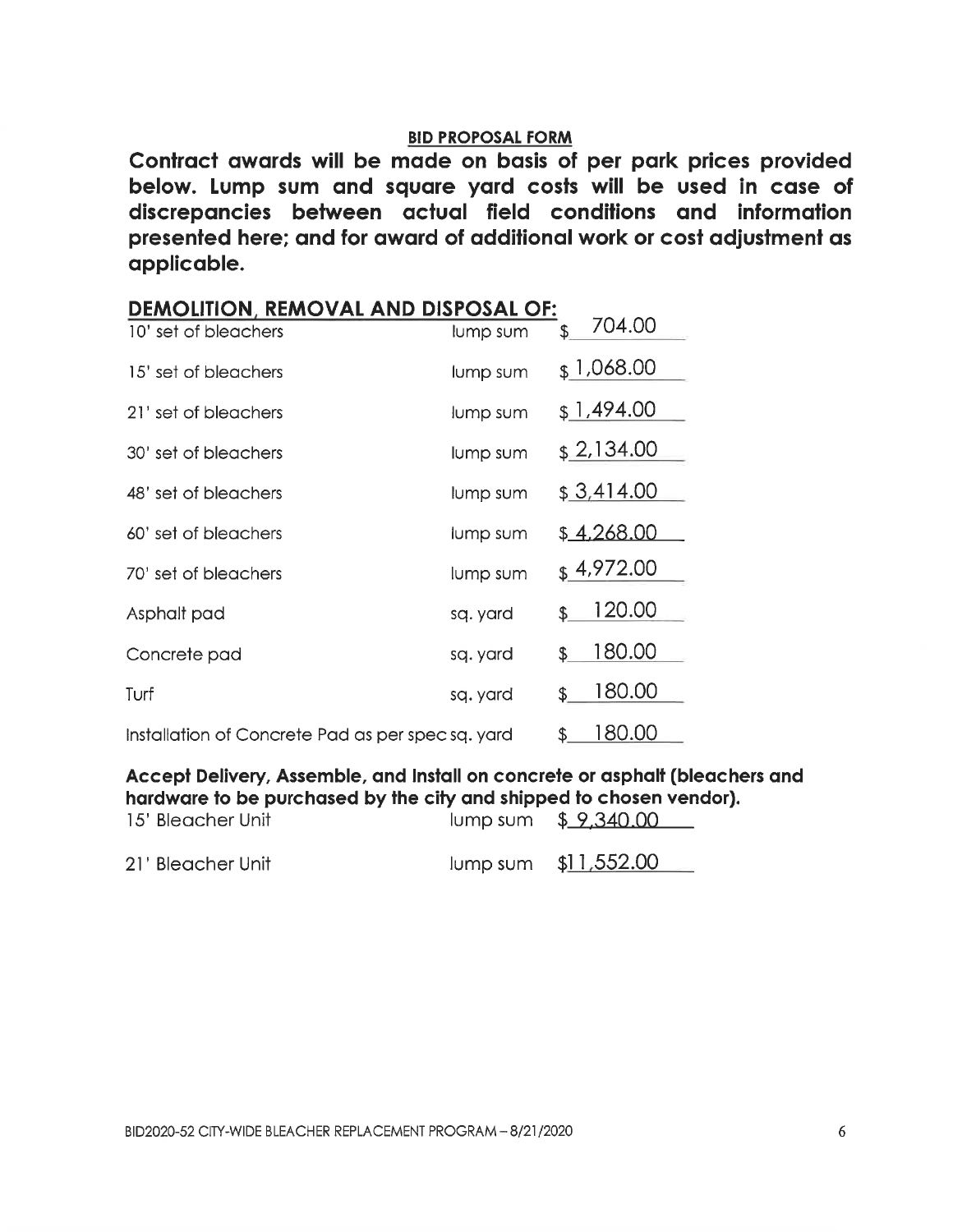**BID PROPOSAL FORM**

**Contract awards will be made on basis of per park prices provided below. Lump sum and square yard costs will be used in case of discrepancies between actual field conditions and information presented here; and for award of additional work or cost adjustment as applicable.**

## DEMOLITION, REMOVAL AND DISPOSAL OF:

| | | |
|---|---|---|
| 10' set of bleachers | lump sum | $ 704.00 |
| 15' set of bleachers | lump sum | $ 1,068.00 |
| 21' set of bleachers | lump sum | $ 1,494.00 |
| 30' set of bleachers | lump sum | $ 2,134.00 |
| 48' set of bleachers | lump sum | $ 3,414.00 |
| 60' set of bleachers | lump sum | $ 4,268.00 |
| 70' set of bleachers | lump sum | $ 4,972.00 |
| Asphalt pad | sq. yard | $ 120.00 |
| Concrete pad | sq. yard | $ 180.00 |
| Turf | sq. yard | $ 180.00 |
| Installation of Concrete Pad as per spec | sq. yard | $ 180.00 |

**Accept Delivery, Assemble, and Install on concrete or asphalt (bleachers and hardware to be purchased by the city and shipped to chosen vendor).**

| | | |
|---|---|---|
| 15' Bleacher Unit | lump sum | $ 9,340.00 |
| 21' Bleacher Unit | lump sum | $11,552.00 |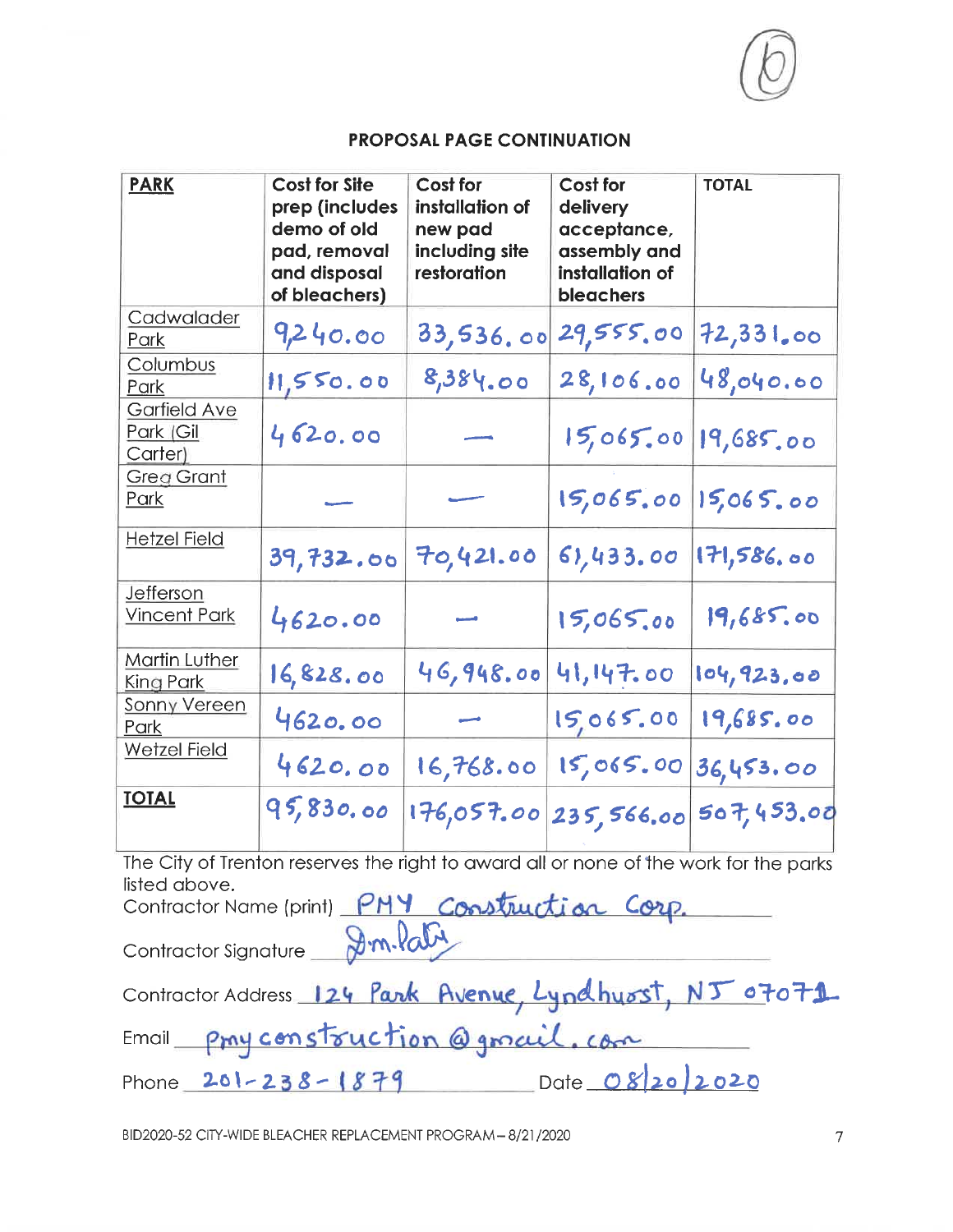(6)

## PROPOSAL PAGE CONTINUATION

| PARK | Cost for Site prep (includes demo of old pad, removal and disposal of bleachers) | Cost for installation of new pad including site restoration | Cost for delivery acceptance, assembly and installation of bleachers | TOTAL |
|---|---|---|---|---|
| Cadwalader Park | 9,240.00 | 33,536.00 | 29,555.00 | 72,331.00 |
| Columbus Park | 11,550.00 | 8,384.00 | 28,106.00 | 48,040.00 |
| Garfield Ave Park (Gil Carter) | 4620.00 | — | 15,065.00 | 19,685.00 |
| Greg Grant Park | — | — | 15,065.00 | 15,065.00 |
| Hetzel Field | 39,732.00 | 70,421.00 | 61,433.00 | 171,586.00 |
| Jefferson Vincent Park | 4620.00 | — | 15,065.00 | 19,685.00 |
| Martin Luther King Park | 16,828.00 | 46,948.00 | 41,147.00 | 104,923.00 |
| Sonny Vereen Park | 4620.00 | — | 15,065.00 | 19,685.00 |
| Wetzel Field | 4620.00 | 16,768.00 | 15,065.00 | 36,453.00 |
| **TOTAL** | 95,830.00 | 176,057.00 | 235,566.00 | 507,453.00 |

The City of Trenton reserves the right to award all or none of the work for the parks listed above.

Contractor Name (print) PMY Construction Corp.

Contractor Signature [signature]

Contractor Address 124 Park Avenue, Lyndhurst, NJ 07071

Email pmyconstruction@gmail.com

Phone 201-238-1879 Date 08/20/2020

BID2020-52 CITY-WIDE BLEACHER REPLACEMENT PROGRAM – 8/21/2020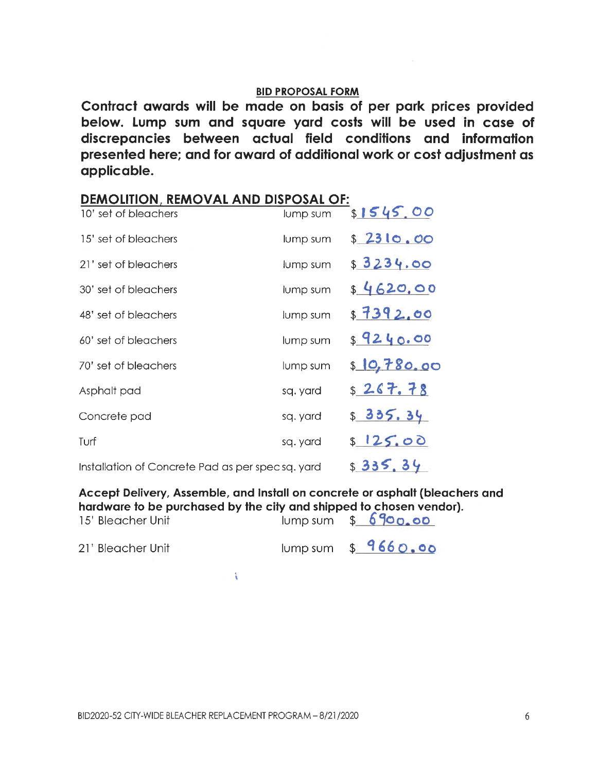**BID PROPOSAL FORM**

**Contract awards will be made on basis of per park prices provided below. Lump sum and square yard costs will be used in case of discrepancies between actual field conditions and information presented here; and for award of additional work or cost adjustment as applicable.**

## DEMOLITION, REMOVAL AND DISPOSAL OF:

| Item | Unit | Price |
|---|---|---|
| 10' set of bleachers | lump sum | $1545.00 |
| 15' set of bleachers | lump sum | $2310.00 |
| 21' set of bleachers | lump sum | $3234.00 |
| 30' set of bleachers | lump sum | $4620.00 |
| 48' set of bleachers | lump sum | $7392.00 |
| 60' set of bleachers | lump sum | $9240.00 |
| 70' set of bleachers | lump sum | $10,780.00 |
| Asphalt pad | sq. yard | $267.78 |
| Concrete pad | sq. yard | $335.34 |
| Turf | sq. yard | $125.00 |
| Installation of Concrete Pad as per spec | sq. yard | $335.34 |

**Accept Delivery, Assemble, and Install on concrete or asphalt (bleachers and hardware to be purchased by the city and shipped to chosen vendor).**

| Item | Unit | Price |
|---|---|---|
| 15' Bleacher Unit | lump sum | $6900.00 |
| 21' Bleacher Unit | lump sum | $9660.00 |

BID2020-52 CITY-WIDE BLEACHER REPLACEMENT PROGRAM – 8/21/2020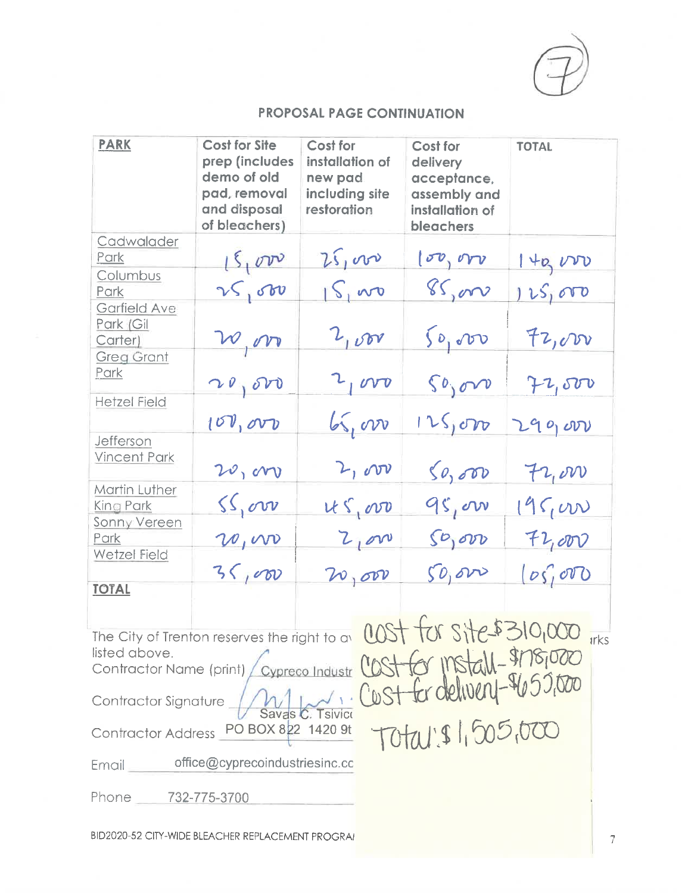## PROPOSAL PAGE CONTINUATION

| PARK | Cost for Site prep (includes demo of old pad, removal and disposal of bleachers) | Cost for installation of new pad including site restoration | Cost for delivery acceptance, assembly and installation of bleachers | TOTAL |
|---|---|---|---|---|
| Cadwalader Park | 15,000 | 25,000 | 100,000 | 140,000 |
| Columbus Park | 25,000 | 15,000 | 85,000 | 125,000 |
| Garfield Ave Park (Gil Carter) | 20,000 | 2,000 | 50,000 | 72,000 |
| Greg Grant Park | 20,000 | 2,000 | 50,000 | 72,000 |
| Hetzel Field | 100,000 | 65,000 | 125,000 | 290,000 |
| Jefferson Vincent Park | 20,000 | 2,000 | 50,000 | 72,000 |
| Martin Luther King Park | 55,000 | 45,000 | 95,000 | 195,000 |
| Sonny Vereen Park | 20,000 | 2,000 | 50,000 | 72,000 |
| Wetzel Field | 35,000 | 20,000 | 50,000 | 105,000 |
| TOTAL | | | | |

The City of Trenton reserves the right to a... ...rks listed above.

Contractor Name (print) Cypreco Industr...

Contractor Signature Savas C. Tsivic...

Contractor Address PO BOX 822 1420 9t...

Email office@cyprecoindustriesinc.cc...

Phone 732-775-3700

cost for site-$310,000
cost for install-$178,000
Cost for delivery-$655,000
Total: $1,505,000

BID2020-52 CITY-WIDE BLEACHER REPLACEMENT PROGRA...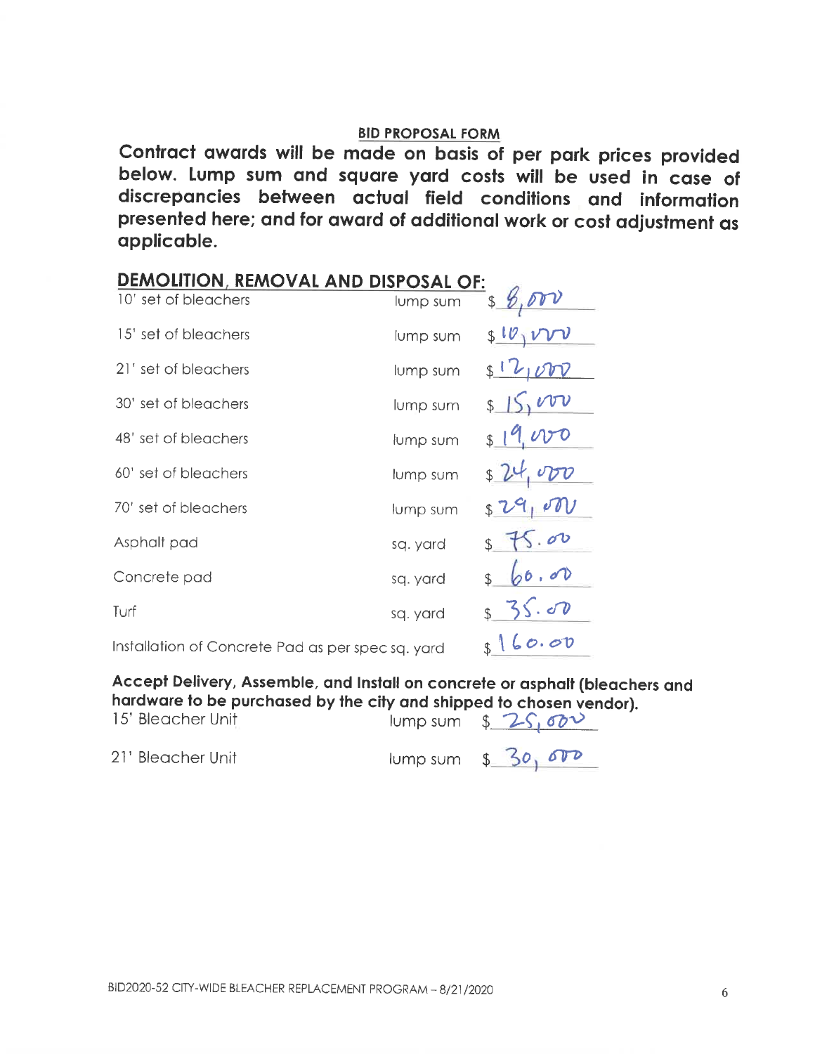## BID PROPOSAL FORM

**Contract awards will be made on basis of per park prices provided below. Lump sum and square yard costs will be used in case of discrepancies between actual field conditions and information presented here; and for award of additional work or cost adjustment as applicable.**

### DEMOLITION, REMOVAL AND DISPOSAL OF:

| | | |
|---|---|---|
| 10' set of bleachers | lump sum | $ 8,000 |
| 15' set of bleachers | lump sum | $ 10,000 |
| 21' set of bleachers | lump sum | $ 12,000 |
| 30' set of bleachers | lump sum | $ 15,000 |
| 48' set of bleachers | lump sum | $ 19,000 |
| 60' set of bleachers | lump sum | $ 24,000 |
| 70' set of bleachers | lump sum | $ 29,000 |
| Asphalt pad | sq. yard | $ 75.00 |
| Concrete pad | sq. yard | $ 60.00 |
| Turf | sq. yard | $ 35.00 |
| Installation of Concrete Pad as per spec | sq. yard | $ 160.00 |

**Accept Delivery, Assemble, and Install on concrete or asphalt (bleachers and hardware to be purchased by the city and shipped to chosen vendor).**

| | | |
|---|---|---|
| 15' Bleacher Unit | lump sum | $ 25,000 |
| 21' Bleacher Unit | lump sum | $ 30,000 |

BID2020-52 CITY-WIDE BLEACHER REPLACEMENT PROGRAM – 8/21/2020